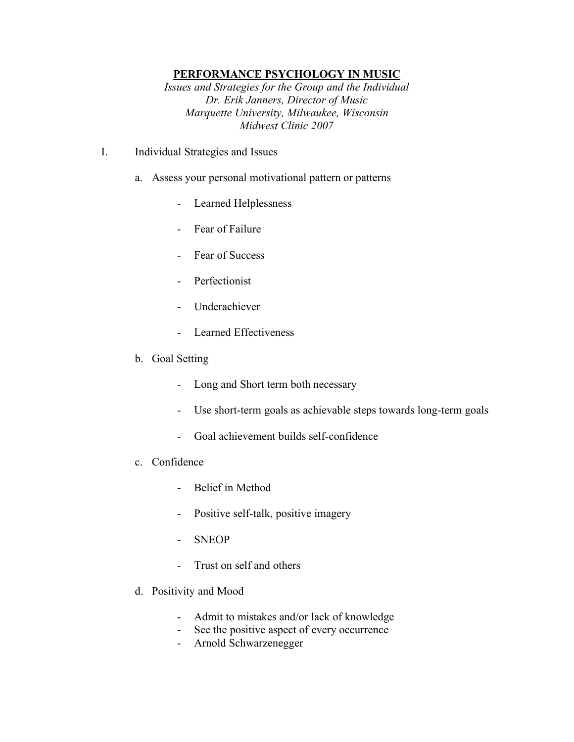# PERFORMANCE PSYCHOLOGY IN MUSIC

*Issues and Strategies for the Group and the Individual*
*Dr. Erik Janners, Director of Music*
*Marquette University, Milwaukee, Wisconsin*
*Midwest Clinic 2007*

I. Individual Strategies and Issues

a. Assess your personal motivational pattern or patterns

- Learned Helplessness
- Fear of Failure
- Fear of Success
- Perfectionist
- Underachiever
- Learned Effectiveness

b. Goal Setting

- Long and Short term both necessary
- Use short-term goals as achievable steps towards long-term goals
- Goal achievement builds self-confidence

c. Confidence

- Belief in Method
- Positive self-talk, positive imagery
- SNEOP
- Trust on self and others

d. Positivity and Mood

- Admit to mistakes and/or lack of knowledge
- See the positive aspect of every occurrence
- Arnold Schwarzenegger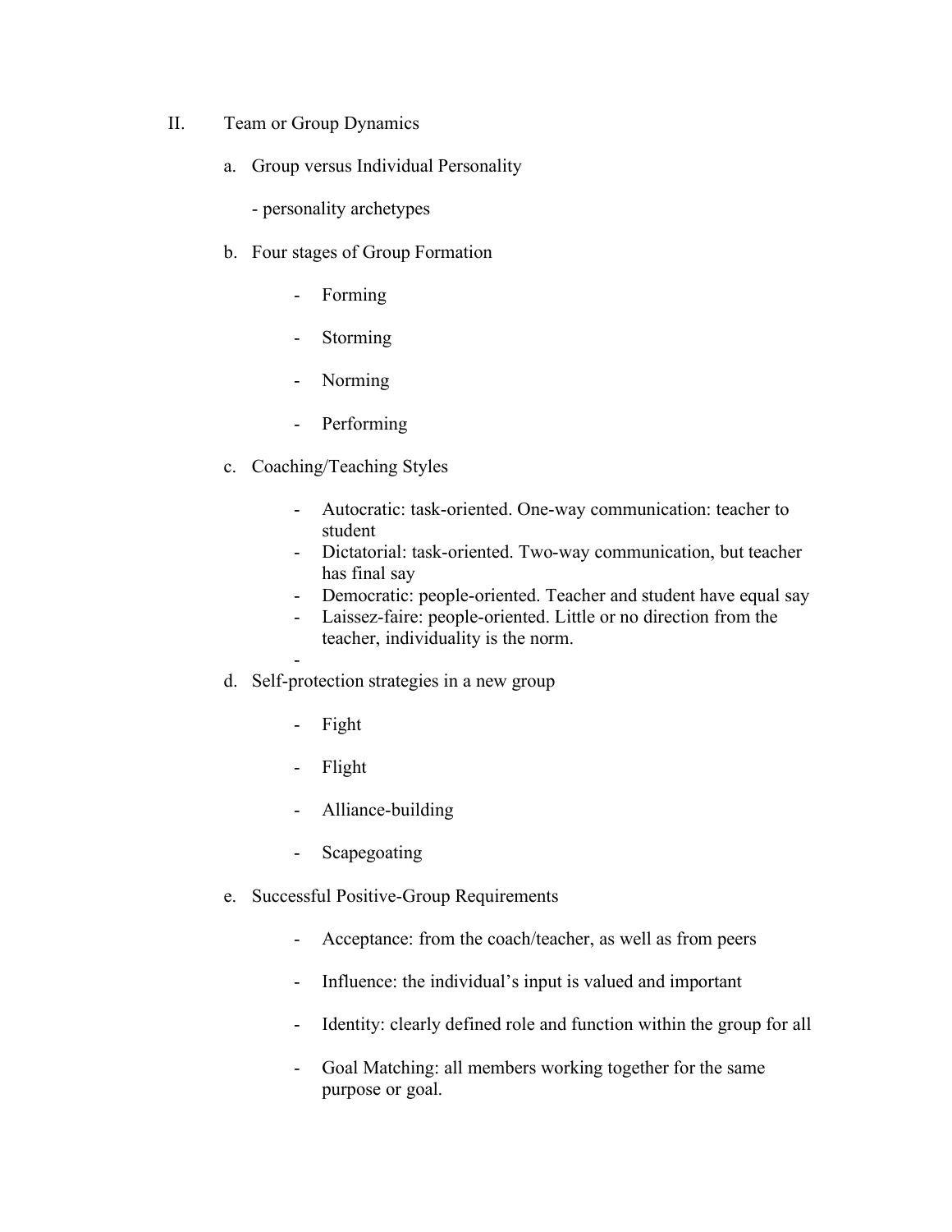## II. Team or Group Dynamics

a. Group versus Individual Personality

- personality archetypes

b. Four stages of Group Formation

- Forming
- Storming
- Norming
- Performing

c. Coaching/Teaching Styles

- Autocratic: task-oriented. One-way communication: teacher to student
- Dictatorial: task-oriented. Two-way communication, but teacher has final say
- Democratic: people-oriented. Teacher and student have equal say
- Laissez-faire: people-oriented. Little or no direction from the teacher, individuality is the norm.
-

d. Self-protection strategies in a new group

- Fight
- Flight
- Alliance-building
- Scapegoating

e. Successful Positive-Group Requirements

- Acceptance: from the coach/teacher, as well as from peers
- Influence: the individual's input is valued and important
- Identity: clearly defined role and function within the group for all
- Goal Matching: all members working together for the same purpose or goal.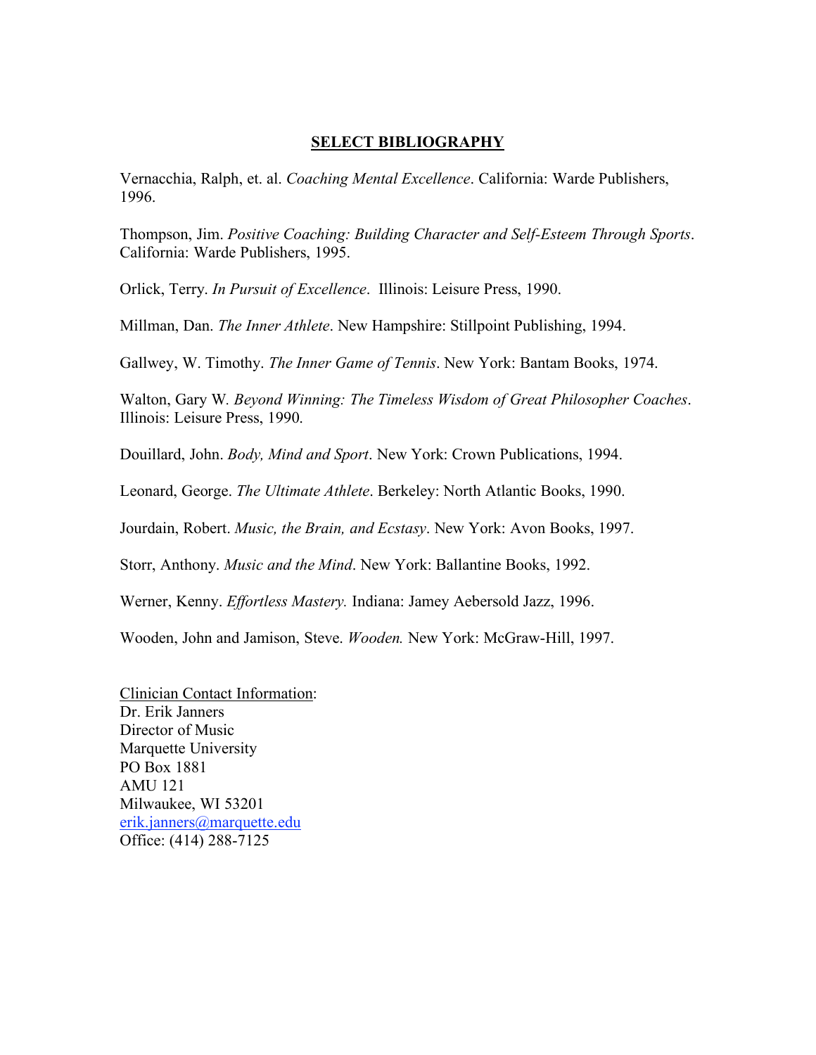## SELECT BIBLIOGRAPHY

Vernacchia, Ralph, et. al. *Coaching Mental Excellence*. California: Warde Publishers, 1996.

Thompson, Jim. *Positive Coaching: Building Character and Self-Esteem Through Sports*. California: Warde Publishers, 1995.

Orlick, Terry. *In Pursuit of Excellence*. Illinois: Leisure Press, 1990.

Millman, Dan. *The Inner Athlete*. New Hampshire: Stillpoint Publishing, 1994.

Gallwey, W. Timothy. *The Inner Game of Tennis*. New York: Bantam Books, 1974.

Walton, Gary W. *Beyond Winning: The Timeless Wisdom of Great Philosopher Coaches*. Illinois: Leisure Press, 1990.

Douillard, John. *Body, Mind and Sport*. New York: Crown Publications, 1994.

Leonard, George. *The Ultimate Athlete*. Berkeley: North Atlantic Books, 1990.

Jourdain, Robert. *Music, the Brain, and Ecstasy*. New York: Avon Books, 1997.

Storr, Anthony. *Music and the Mind*. New York: Ballantine Books, 1992.

Werner, Kenny. *Effortless Mastery.* Indiana: Jamey Aebersold Jazz, 1996.

Wooden, John and Jamison, Steve. *Wooden.* New York: McGraw-Hill, 1997.

Clinician Contact Information:
Dr. Erik Janners
Director of Music
Marquette University
PO Box 1881
AMU 121
Milwaukee, WI 53201
erik.janners@marquette.edu
Office: (414) 288-7125